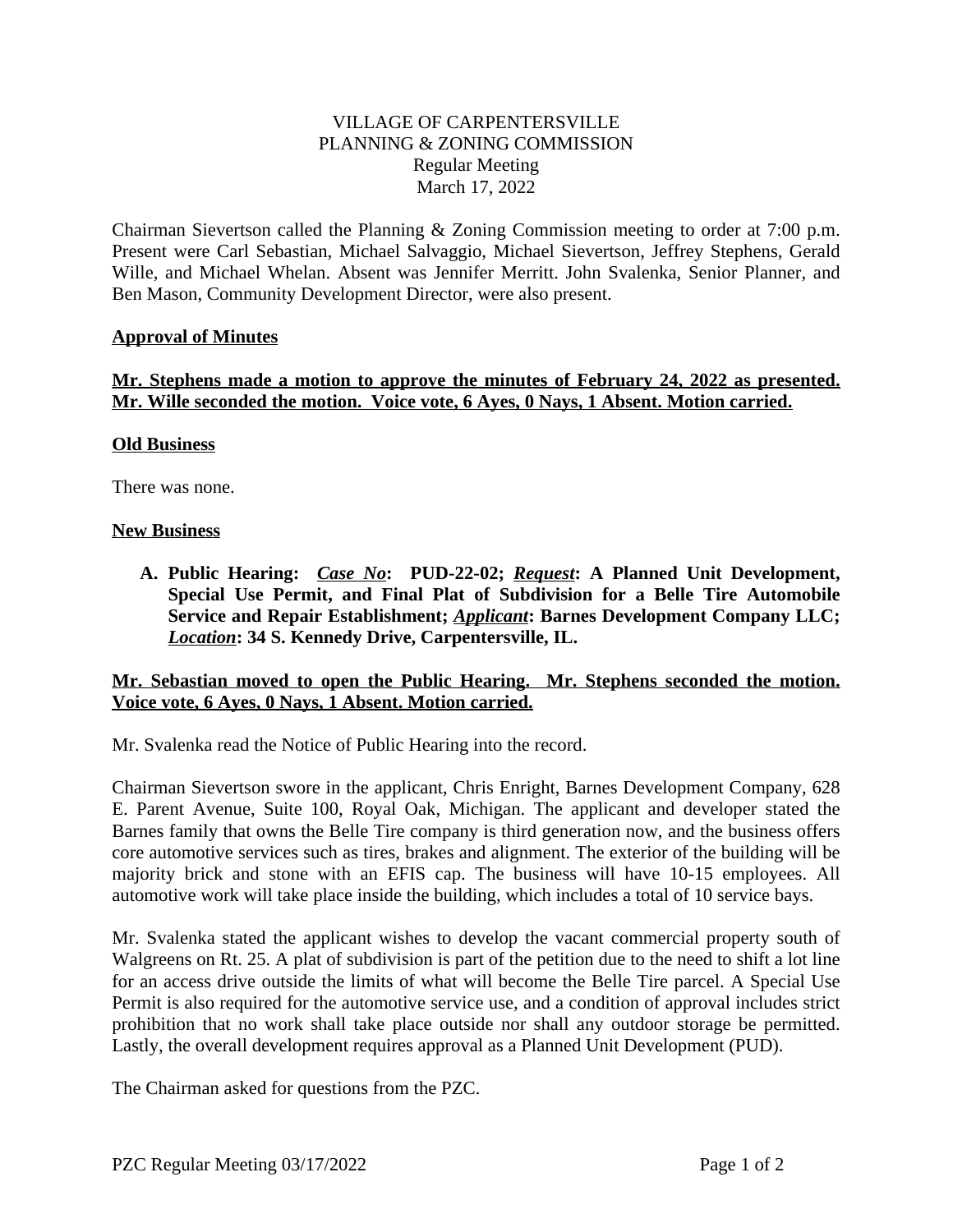VILLAGE OF CARPENTERSVILLE
PLANNING & ZONING COMMISSION
Regular Meeting
March 17, 2022

Chairman Sievertson called the Planning & Zoning Commission meeting to order at 7:00 p.m. Present were Carl Sebastian, Michael Salvaggio, Michael Sievertson, Jeffrey Stephens, Gerald Wille, and Michael Whelan. Absent was Jennifer Merritt. John Svalenka, Senior Planner, and Ben Mason, Community Development Director, were also present.

**Approval of Minutes**

**Mr. Stephens made a motion to approve the minutes of February 24, 2022 as presented. Mr. Wille seconded the motion. Voice vote, 6 Ayes, 0 Nays, 1 Absent. Motion carried.**

**Old Business**

There was none.

**New Business**

**A. Public Hearing: *Case No*: PUD-22-02; *Request*: A Planned Unit Development, Special Use Permit, and Final Plat of Subdivision for a Belle Tire Automobile Service and Repair Establishment; *Applicant*: Barnes Development Company LLC; *Location*: 34 S. Kennedy Drive, Carpentersville, IL.**

**Mr. Sebastian moved to open the Public Hearing. Mr. Stephens seconded the motion. Voice vote, 6 Ayes, 0 Nays, 1 Absent. Motion carried.**

Mr. Svalenka read the Notice of Public Hearing into the record.

Chairman Sievertson swore in the applicant, Chris Enright, Barnes Development Company, 628 E. Parent Avenue, Suite 100, Royal Oak, Michigan. The applicant and developer stated the Barnes family that owns the Belle Tire company is third generation now, and the business offers core automotive services such as tires, brakes and alignment. The exterior of the building will be majority brick and stone with an EFIS cap. The business will have 10-15 employees. All automotive work will take place inside the building, which includes a total of 10 service bays.

Mr. Svalenka stated the applicant wishes to develop the vacant commercial property south of Walgreens on Rt. 25. A plat of subdivision is part of the petition due to the need to shift a lot line for an access drive outside the limits of what will become the Belle Tire parcel. A Special Use Permit is also required for the automotive service use, and a condition of approval includes strict prohibition that no work shall take place outside nor shall any outdoor storage be permitted. Lastly, the overall development requires approval as a Planned Unit Development (PUD).

The Chairman asked for questions from the PZC.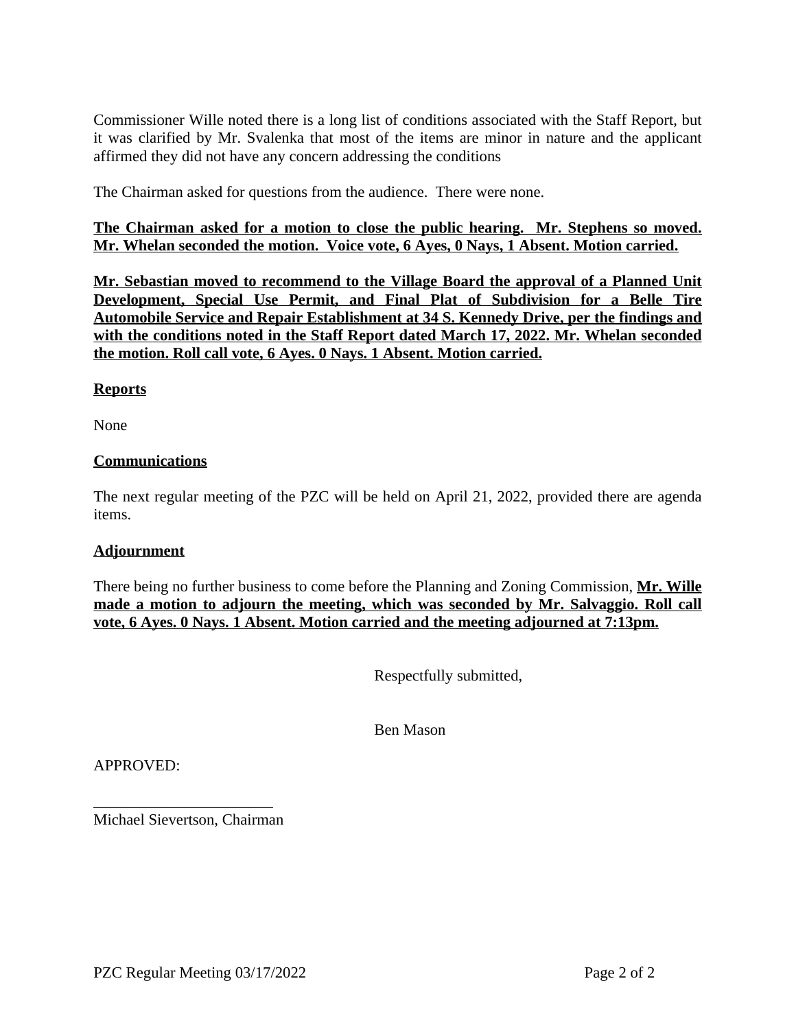Commissioner Wille noted there is a long list of conditions associated with the Staff Report, but it was clarified by Mr. Svalenka that most of the items are minor in nature and the applicant affirmed they did not have any concern addressing the conditions

The Chairman asked for questions from the audience. There were none.

**The Chairman asked for a motion to close the public hearing. Mr. Stephens so moved. Mr. Whelan seconded the motion. Voice vote, 6 Ayes, 0 Nays, 1 Absent. Motion carried.**

**Mr. Sebastian moved to recommend to the Village Board the approval of a Planned Unit Development, Special Use Permit, and Final Plat of Subdivision for a Belle Tire Automobile Service and Repair Establishment at 34 S. Kennedy Drive, per the findings and with the conditions noted in the Staff Report dated March 17, 2022. Mr. Whelan seconded the motion. Roll call vote, 6 Ayes. 0 Nays. 1 Absent. Motion carried.**

**Reports**

None

**Communications**

The next regular meeting of the PZC will be held on April 21, 2022, provided there are agenda items.

**Adjournment**

There being no further business to come before the Planning and Zoning Commission, **Mr. Wille made a motion to adjourn the meeting, which was seconded by Mr. Salvaggio. Roll call vote, 6 Ayes. 0 Nays. 1 Absent. Motion carried and the meeting adjourned at 7:13pm.**

Respectfully submitted,

Ben Mason

APPROVED:

_______________________
Michael Sievertson, Chairman